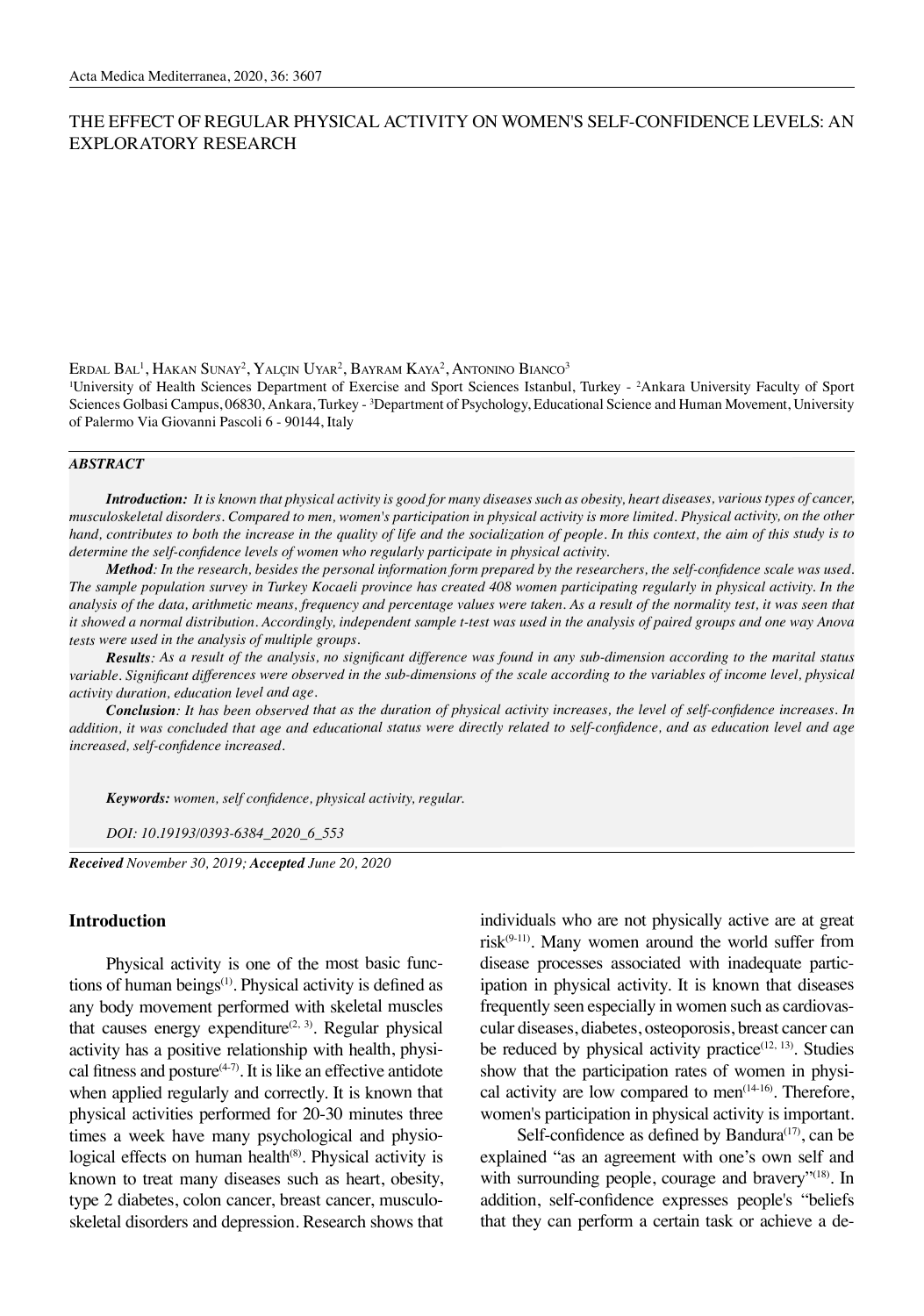# THE EFFECT OF REGULAR PHYSICAL ACTIVITY ON WOMEN'S SELF-CONFIDENCE LEVELS: AN EXPLORATORY RESEARCH

Erdal Bal[1], Hakan Sunay[2], Yalçin Uyar[2], Bayram Kaya[2], Antonino Bianco[3]

[1]University of Health Sciences Department of Exercise and Sport Sciences Istanbul, Turkey - [2]Ankara University Faculty of Sport Sciences Golbasi Campus, 06830, Ankara, Turkey - [3]Department of Psychology, Educational Science and Human Movement, University of Palermo Via Giovanni Pascoli 6 - 90144, Italy

## *ABSTRACT*

***Introduction:*** *It is known that physical activity is good for many diseases such as obesity, heart diseases, various types of cancer, musculoskeletal disorders. Compared to men, women's participation in physical activity is more limited. Physical activity, on the other hand, contributes to both the increase in the quality of life and the socialization of people. In this context, the aim of this study is to determine the self-confidence levels of women who regularly participate in physical activity.*

***Method****: In the research, besides the personal information form prepared by the researchers, the self-confidence scale was used. The sample population survey in Turkey Kocaeli province has created 408 women participating regularly in physical activity. In the analysis of the data, arithmetic means, frequency and percentage values were taken. As a result of the normality test, it was seen that it showed a normal distribution. Accordingly, independent sample t-test was used in the analysis of paired groups and one way Anova tests were used in the analysis of multiple groups.*

***Results****: As a result of the analysis, no significant difference was found in any sub-dimension according to the marital status variable. Significant differences were observed in the sub-dimensions of the scale according to the variables of income level, physical activity duration, education level and age.*

***Conclusion****: It has been observed that as the duration of physical activity increases, the level of self-confidence increases. In addition, it was concluded that age and educational status were directly related to self-confidence, and as education level and age increased, self-confidence increased.*

***Keywords:*** *women, self confidence, physical activity, regular.*

*DOI: 10.19193/0393-6384_2020_6_553*

***Received*** *November 30, 2019;* ***Accepted*** *June 20, 2020*

## Introduction

Physical activity is one of the most basic functions of human beings[1]. Physical activity is defined as any body movement performed with skeletal muscles that causes energy expenditure[2, 3]. Regular physical activity has a positive relationship with health, physical fitness and posture[4-7]. It is like an effective antidote when applied regularly and correctly. It is known that physical activities performed for 20-30 minutes three times a week have many psychological and physiological effects on human health[8]. Physical activity is known to treat many diseases such as heart, obesity, type 2 diabetes, colon cancer, breast cancer, musculoskeletal disorders and depression. Research shows that individuals who are not physically active are at great risk[9-11]. Many women around the world suffer from disease processes associated with inadequate participation in physical activity. It is known that diseases frequently seen especially in women such as cardiovascular diseases, diabetes, osteoporosis, breast cancer can be reduced by physical activity practice[12, 13]. Studies show that the participation rates of women in physical activity are low compared to men[14-16]. Therefore, women's participation in physical activity is important.

Self-confidence as defined by Bandura[17], can be explained "as an agreement with one's own self and with surrounding people, courage and bravery"[18]. In addition, self-confidence expresses people's "beliefs that they can perform a certain task or achieve a de-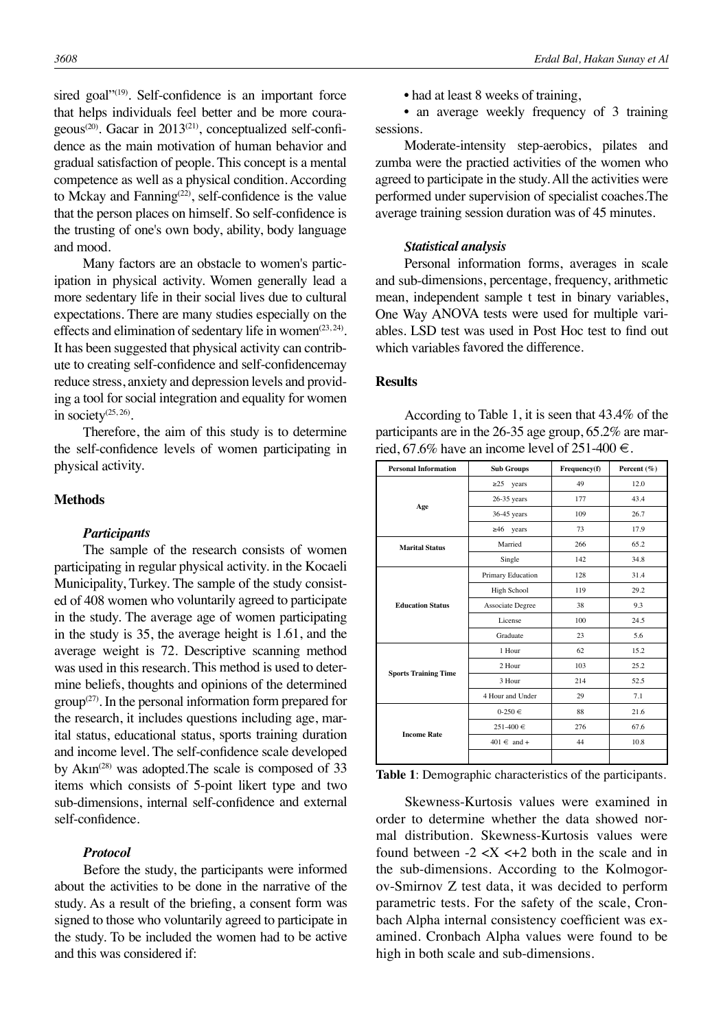sired goal"[19]. Self-confidence is an important force that helps individuals feel better and be more courageous[20]. Gacar in 2013[21], conceptualized self-confidence as the main motivation of human behavior and gradual satisfaction of people. This concept is a mental competence as well as a physical condition. According to Mckay and Fanning[22], self-confidence is the value that the person places on himself. So self-confidence is the trusting of one's own body, ability, body language and mood.

Many factors are an obstacle to women's participation in physical activity. Women generally lead a more sedentary life in their social lives due to cultural expectations. There are many studies especially on the effects and elimination of sedentary life in women[23, 24]. It has been suggested that physical activity can contribute to creating self-confidence and self-confidencemay reduce stress, anxiety and depression levels and providing a tool for social integration and equality for women in society[25, 26].

Therefore, the aim of this study is to determine the self-confidence levels of women participating in physical activity.

## Methods

### *Participants*

The sample of the research consists of women participating in regular physical activity. in the Kocaeli Municipality, Turkey. The sample of the study consisted of 408 women who voluntarily agreed to participate in the study. The average age of women participating in the study is 35, the average height is 1.61, and the average weight is 72. Descriptive scanning method was used in this research. This method is used to determine beliefs, thoughts and opinions of the determined group[27]. In the personal information form prepared for the research, it includes questions including age, marital status, educational status, sports training duration and income level. The self-confidence scale developed by Akın[28] was adopted.The scale is composed of 33 items which consists of 5-point likert type and two sub-dimensions, internal self-confidence and external self-confidence.

### *Protocol*

Before the study, the participants were informed about the activities to be done in the narrative of the study. As a result of the briefing, a consent form was signed to those who voluntarily agreed to participate in the study. To be included the women had to be active and this was considered if:

- had at least 8 weeks of training,
- an average weekly frequency of 3 training sessions.

Moderate-intensity step-aerobics, pilates and zumba were the practied activities of the women who agreed to participate in the study. All the activities were performed under supervision of specialist coaches.The average training session duration was of 45 minutes.

### *Statistical analysis*

Personal information forms, averages in scale and sub-dimensions, percentage, frequency, arithmetic mean, independent sample t test in binary variables, One Way ANOVA tests were used for multiple variables. LSD test was used in Post Hoc test to find out which variables favored the difference.

## Results

According to Table 1, it is seen that 43.4% of the participants are in the 26-35 age group, 65.2% are married, 67.6% have an income level of 251-400 €.

| Personal Information | Sub Groups | Frequency(f) | Percent (%) |
|---|---|---|---|
| Age | ≥25 years | 49 | 12.0 |
| | 26-35 years | 177 | 43.4 |
| | 36-45 years | 109 | 26.7 |
| | ≥46 years | 73 | 17.9 |
| Marital Status | Married | 266 | 65.2 |
| | Single | 142 | 34.8 |
| Education Status | Primary Education | 128 | 31.4 |
| | High School | 119 | 29.2 |
| | Associate Degree | 38 | 9.3 |
| | License | 100 | 24.5 |
| | Graduate | 23 | 5.6 |
| Sports Training Time | 1 Hour | 62 | 15.2 |
| | 2 Hour | 103 | 25.2 |
| | 3 Hour | 214 | 52.5 |
| | 4 Hour and Under | 29 | 7.1 |
| Income Rate | 0-250 € | 88 | 21.6 |
| | 251-400 € | 276 | 67.6 |
| | 401 € and + | 44 | 10.8 |
| | | | |

**Table 1**: Demographic characteristics of the participants.

Skewness-Kurtosis values were examined in order to determine whether the data showed normal distribution. Skewness-Kurtosis values were found between -2 <X <+2 both in the scale and in the sub-dimensions. According to the Kolmogorov-Smirnov Z test data, it was decided to perform parametric tests. For the safety of the scale, Cronbach Alpha internal consistency coefficient was examined. Cronbach Alpha values were found to be high in both scale and sub-dimensions.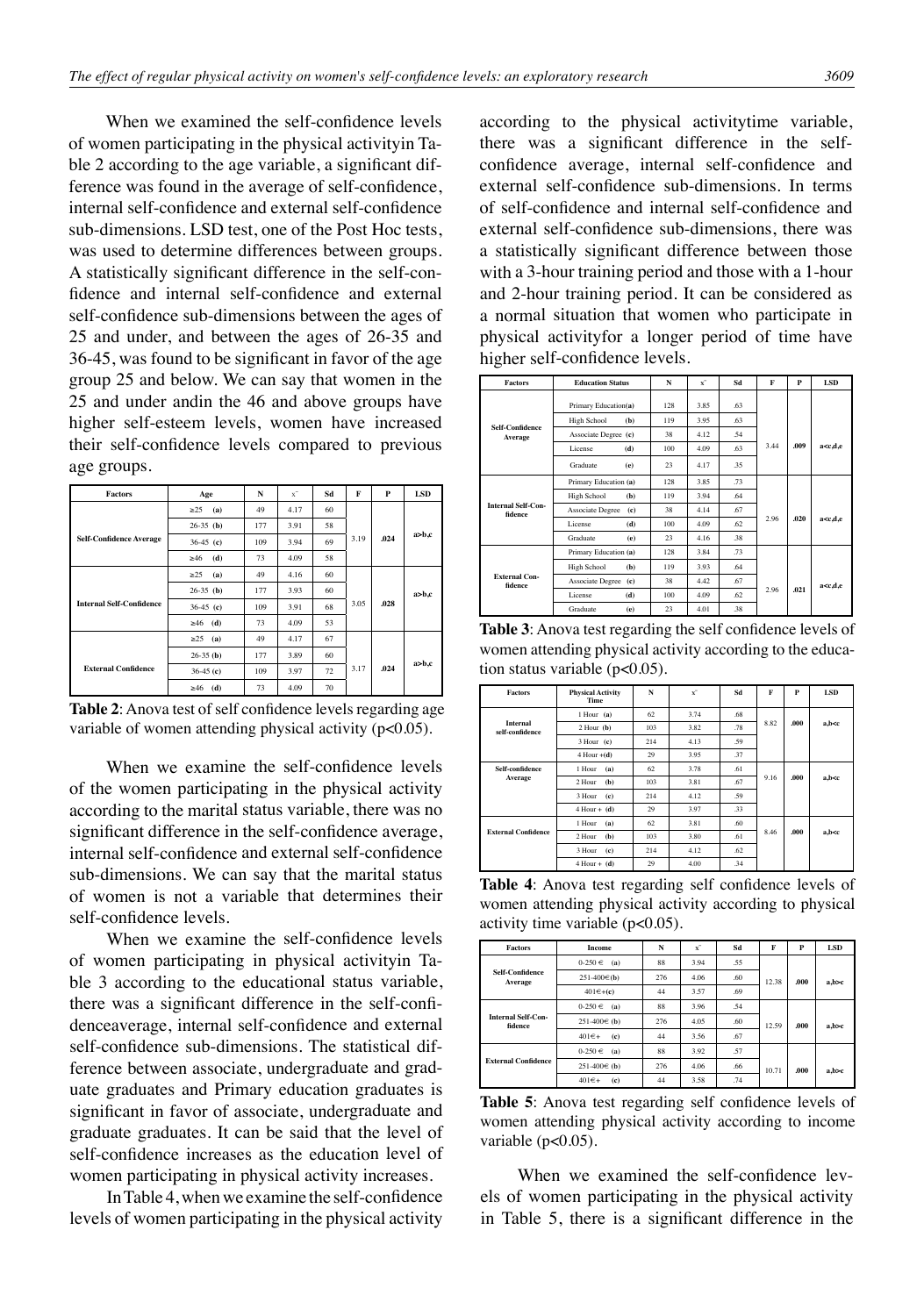When we examined the self-confidence levels of women participating in the physical activityin Table 2 according to the age variable, a significant difference was found in the average of self-confidence, internal self-confidence and external self-confidence sub-dimensions. LSD test, one of the Post Hoc tests, was used to determine differences between groups. A statistically significant difference in the self-confidence and internal self-confidence and external self-confidence sub-dimensions between the ages of 25 and under, and between the ages of 26-35 and 36-45, was found to be significant in favor of the age group 25 and below. We can say that women in the 25 and under andin the 46 and above groups have higher self-esteem levels, women have increased their self-confidence levels compared to previous age groups.

| Factors | Age | N | x̄ | Sd | F | P | LSD |
|---|---|---|---|---|---|---|---|
| Self-Confidence Average | ≥25 (a) | 49 | 4.17 | 60 | 3.19 | .024 | a>b,c |
| | 26-35 (b) | 177 | 3.91 | 58 | | | |
| | 36-45 (c) | 109 | 3.94 | 69 | | | |
| | ≥46 (d) | 73 | 4.09 | 58 | | | |
| Internal Self-Confidence | ≥25 (a) | 49 | 4.16 | 60 | 3.05 | .028 | a>b,c |
| | 26-35 (b) | 177 | 3.93 | 60 | | | |
| | 36-45 (c) | 109 | 3.91 | 68 | | | |
| | ≥46 (d) | 73 | 4.09 | 53 | | | |
| External Confidence | ≥25 (a) | 49 | 4.17 | 67 | 3.17 | .024 | a>b,c |
| | 26-35 (b) | 177 | 3.89 | 60 | | | |
| | 36-45 (c) | 109 | 3.97 | 72 | | | |
| | ≥46 (d) | 73 | 4.09 | 70 | | | |

**Table 2**: Anova test of self confidence levels regarding age variable of women attending physical activity ($p<0.05$).

When we examine the self-confidence levels of the women participating in the physical activity according to the marital status variable, there was no significant difference in the self-confidence average, internal self-confidence and external self-confidence sub-dimensions. We can say that the marital status of women is not a variable that determines their self-confidence levels.

When we examine the self-confidence levels of women participating in physical activityin Table 3 according to the educational status variable, there was a significant difference in the self-confidenceaverage, internal self-confidence and external self-confidence sub-dimensions. The statistical difference between associate, undergraduate and graduate graduates and Primary education graduates is significant in favor of associate, undergraduate and graduate graduates. It can be said that the level of self-confidence increases as the education level of women participating in physical activity increases.

In Table 4, when we examine the self-confidence levels of women participating in the physical activity according to the physical activitytime variable, there was a significant difference in the self-confidence average, internal self-confidence and external self-confidence sub-dimensions. In terms of self-confidence and internal self-confidence and external self-confidence sub-dimensions, there was a statistically significant difference between those with a 3-hour training period and those with a 1-hour and 2-hour training period. It can be considered as a normal situation that women who participate in physical activityfor a longer period of time have higher self-confidence levels.

| Factors | Education Status | N | x̄ | Sd | F | P | LSD |
|---|---|---|---|---|---|---|---|
| Self-Confidence Average | Primary Education(a) | 128 | 3.85 | .63 | 3.44 | .009 | a<c,d,e |
| | High School (b) | 119 | 3.95 | .63 | | | |
| | Associate Degree (c) | 38 | 4.12 | .54 | | | |
| | License (d) | 100 | 4.09 | .63 | | | |
| | Graduate (e) | 23 | 4.17 | .35 | | | |
| Internal Self-Confidence | Primary Education (a) | 128 | 3.85 | .73 | 2.96 | .020 | a<c,d,e |
| | High School (b) | 119 | 3.94 | .64 | | | |
| | Associate Degree (c) | 38 | 4.14 | .67 | | | |
| | License (d) | 100 | 4.09 | .62 | | | |
| | Graduate (e) | 23 | 4.16 | .38 | | | |
| External Confidence | Primary Education (a) | 128 | 3.84 | .73 | 2.96 | .021 | a<c,d,e |
| | High School (b) | 119 | 3.93 | .64 | | | |
| | Associate Degree (c) | 38 | 4.42 | .67 | | | |
| | License (d) | 100 | 4.09 | .62 | | | |
| | Graduate (e) | 23 | 4.01 | .38 | | | |

**Table 3**: Anova test regarding the self confidence levels of women attending physical activity according to the education status variable ($p<0.05$).

| Factors | Physical Activity Time | N | x̄ | Sd | F | P | LSD |
|---|---|---|---|---|---|---|---|
| Internal self-confidence | 1 Hour (a) | 62 | 3.74 | .68 | 8.82 | .000 | a,b<c |
| | 2 Hour (b) | 103 | 3.82 | .78 | | | |
| | 3 Hour (c) | 214 | 4.13 | .59 | | | |
| | 4 Hour +(d) | 29 | 3.95 | .37 | | | |
| Self-confidence Average | 1 Hour (a) | 62 | 3.78 | .61 | 9.16 | .000 | a,b<c |
| | 2 Hour (b) | 103 | 3.81 | .67 | | | |
| | 3 Hour (c) | 214 | 4.12 | .59 | | | |
| | 4 Hour + (d) | 29 | 3.97 | .33 | | | |
| External Confidence | 1 Hour (a) | 62 | 3.81 | .60 | 8.46 | .000 | a,b<c |
| | 2 Hour (b) | 103 | 3.80 | .61 | | | |
| | 3 Hour (c) | 214 | 4.12 | .62 | | | |
| | 4 Hour + (d) | 29 | 4.00 | .34 | | | |

**Table 4**: Anova test regarding self confidence levels of women attending physical activity according to physical activity time variable ($p<0.05$).

| Factors | Income | N | x̄ | Sd | F | P | LSD |
|---|---|---|---|---|---|---|---|
| Self-Confidence Average | 0-250 € (a) | 88 | 3.94 | .55 | 12.38 | .000 | a,b>c |
| | 251-400€(b) | 276 | 4.06 | .60 | | | |
| | 401€+(c) | 44 | 3.57 | .69 | | | |
| Internal Self-Confidence | 0-250 € (a) | 88 | 3.96 | .54 | 12.59 | .000 | a,b>c |
| | 251-400€ (b) | 276 | 4.05 | .60 | | | |
| | 401€+ (c) | 44 | 3.56 | .67 | | | |
| External Confidence | 0-250 € (a) | 88 | 3.92 | .57 | 10.71 | .000 | a,b>c |
| | 251-400€ (b) | 276 | 4.06 | .66 | | | |
| | 401€+ (c) | 44 | 3.58 | .74 | | | |

**Table 5**: Anova test regarding self confidence levels of women attending physical activity according to income variable ($p<0.05$).

When we examined the self-confidence levels of women participating in the physical activity in Table 5, there is a significant difference in the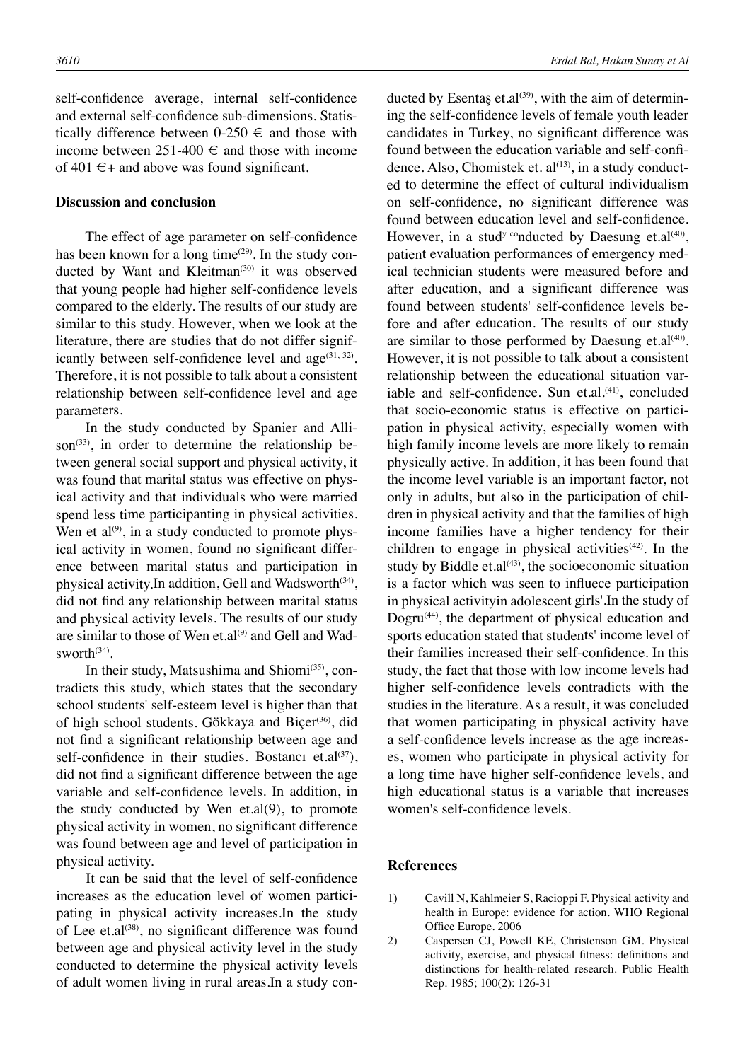self-confidence average, internal self-confidence and external self-confidence sub-dimensions. Statistically difference between 0-250 € and those with income between 251-400 € and those with income of 401 €+ and above was found significant.

## Discussion and conclusion

The effect of age parameter on self-confidence has been known for a long time[29]. In the study conducted by Want and Kleitman[30] it was observed that young people had higher self-confidence levels compared to the elderly. The results of our study are similar to this study. However, when we look at the literature, there are studies that do not differ significantly between self-confidence level and age[31, 32]. Therefore, it is not possible to talk about a consistent relationship between self-confidence level and age parameters.

In the study conducted by Spanier and Allison[33], in order to determine the relationship between general social support and physical activity, it was found that marital status was effective on physical activity and that individuals who were married spend less time participanting in physical activities. Wen et al[9], in a study conducted to promote physical activity in women, found no significant difference between marital status and participation in physical activity.In addition, Gell and Wadsworth[34], did not find any relationship between marital status and physical activity levels. The results of our study are similar to those of Wen et.al[9] and Gell and Wadsworth[34].

In their study, Matsushima and Shiomi[35], contradicts this study, which states that the secondary school students' self-esteem level is higher than that of high school students. Gökkaya and Biçer[36], did not find a significant relationship between age and self-confidence in their studies. Bostancı et.al[37]), did not find a significant difference between the age variable and self-confidence levels. In addition, in the study conducted by Wen et.al(9), to promote physical activity in women, no significant difference was found between age and level of participation in physical activity.

It can be said that the level of self-confidence increases as the education level of women participating in physical activity increases.In the study of Lee et.al[38], no significant difference was found between age and physical activity level in the study conducted to determine the physical activity levels of adult women living in rural areas.In a study conducted by Esentaş et.al[39], with the aim of determining the self-confidence levels of female youth leader candidates in Turkey, no significant difference was found between the education variable and self-confidence. Also, Chomistek et. al[13], in a study conducted to determine the effect of cultural individualism on self-confidence, no significant difference was found between education level and self-confidence. However, in a study conducted by Daesung et.al[40], patient evaluation performances of emergency medical technician students were measured before and after education, and a significant difference was found between students' self-confidence levels before and after education. The results of our study are similar to those performed by Daesung et.al[40]. However, it is not possible to talk about a consistent relationship between the educational situation variable and self-confidence. Sun et.al.[41], concluded that socio-economic status is effective on participation in physical activity, especially women with high family income levels are more likely to remain physically active. In addition, it has been found that the income level variable is an important factor, not only in adults, but also in the participation of children in physical activity and that the families of high income families have a higher tendency for their children to engage in physical activities[42]. In the study by Biddle et.al[43], the socioeconomic situation is a factor which was seen to influece participation in physical activityin adolescent girls'.In the study of Dogru[44], the department of physical education and sports education stated that students' income level of their families increased their self-confidence. In this study, the fact that those with low income levels had higher self-confidence levels contradicts with the studies in the literature. As a result, it was concluded that women participating in physical activity have a self-confidence levels increase as the age increases, women who participate in physical activity for a long time have higher self-confidence levels, and high educational status is a variable that increases women's self-confidence levels.

## References

1) Cavill N, Kahlmeier S, Racioppi F. Physical activity and health in Europe: evidence for action. WHO Regional Office Europe. 2006
2) Caspersen CJ, Powell KE, Christenson GM. Physical activity, exercise, and physical fitness: definitions and distinctions for health-related research. Public Health Rep. 1985; 100(2): 126-31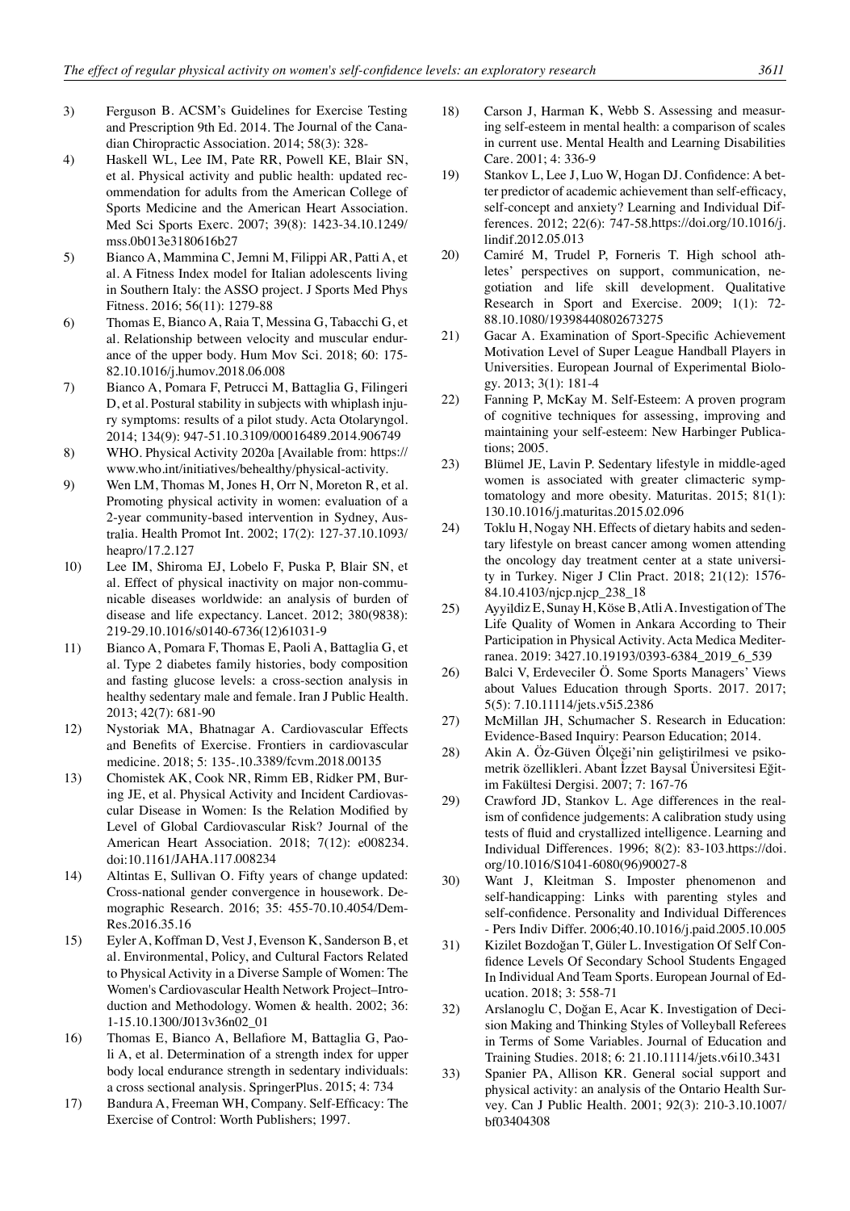3) Ferguson B. ACSM's Guidelines for Exercise Testing and Prescription 9th Ed. 2014. The Journal of the Canadian Chiropractic Association. 2014; 58(3): 328-

4) Haskell WL, Lee IM, Pate RR, Powell KE, Blair SN, et al. Physical activity and public health: updated recommendation for adults from the American College of Sports Medicine and the American Heart Association. Med Sci Sports Exerc. 2007; 39(8): 1423-34.10.1249/mss.0b013e3180616b27

5) Bianco A, Mammina C, Jemni M, Filippi AR, Patti A, et al. A Fitness Index model for Italian adolescents living in Southern Italy: the ASSO project. J Sports Med Phys Fitness. 2016; 56(11): 1279-88

6) Thomas E, Bianco A, Raia T, Messina G, Tabacchi G, et al. Relationship between velocity and muscular endurance of the upper body. Hum Mov Sci. 2018; 60: 175-82.10.1016/j.humov.2018.06.008

7) Bianco A, Pomara F, Petrucci M, Battaglia G, Filingeri D, et al. Postural stability in subjects with whiplash injury symptoms: results of a pilot study. Acta Otolaryngol. 2014; 134(9): 947-51.10.3109/00016489.2014.906749

8) WHO. Physical Activity 2020a [Available from: https://www.who.int/initiatives/behealthy/physical-activity.

9) Wen LM, Thomas M, Jones H, Orr N, Moreton R, et al. Promoting physical activity in women: evaluation of a 2-year community-based intervention in Sydney, Australia. Health Promot Int. 2002; 17(2): 127-37.10.1093/heapro/17.2.127

10) Lee IM, Shiroma EJ, Lobelo F, Puska P, Blair SN, et al. Effect of physical inactivity on major non-communicable diseases worldwide: an analysis of burden of disease and life expectancy. Lancet. 2012; 380(9838): 219-29.10.1016/s0140-6736(12)61031-9

11) Bianco A, Pomara F, Thomas E, Paoli A, Battaglia G, et al. Type 2 diabetes family histories, body composition and fasting glucose levels: a cross-section analysis in healthy sedentary male and female. Iran J Public Health. 2013; 42(7): 681-90

12) Nystoriak MA, Bhatnagar A. Cardiovascular Effects and Benefits of Exercise. Frontiers in cardiovascular medicine. 2018; 5: 135-.10.3389/fcvm.2018.00135

13) Chomistek AK, Cook NR, Rimm EB, Ridker PM, Buring JE, et al. Physical Activity and Incident Cardiovascular Disease in Women: Is the Relation Modified by Level of Global Cardiovascular Risk? Journal of the American Heart Association. 2018; 7(12): e008234. doi:10.1161/JAHA.117.008234

14) Altintas E, Sullivan O. Fifty years of change updated: Cross-national gender convergence in housework. Demographic Research. 2016; 35: 455-70.10.4054/DemRes.2016.35.16

15) Eyler A, Koffman D, Vest J, Evenson K, Sanderson B, et al. Environmental, Policy, and Cultural Factors Related to Physical Activity in a Diverse Sample of Women: The Women's Cardiovascular Health Network Project–Introduction and Methodology. Women & health. 2002; 36: 1-15.10.1300/J013v36n02_01

16) Thomas E, Bianco A, Bellafiore M, Battaglia G, Paoli A, et al. Determination of a strength index for upper body local endurance strength in sedentary individuals: a cross sectional analysis. SpringerPlus. 2015; 4: 734

17) Bandura A, Freeman WH, Company. Self-Efficacy: The Exercise of Control: Worth Publishers; 1997.

18) Carson J, Harman K, Webb S. Assessing and measuring self-esteem in mental health: a comparison of scales in current use. Mental Health and Learning Disabilities Care. 2001; 4: 336-9

19) Stankov L, Lee J, Luo W, Hogan DJ. Confidence: A better predictor of academic achievement than self-efficacy, self-concept and anxiety? Learning and Individual Differences. 2012; 22(6): 747-58.https://doi.org/10.1016/j.lindif.2012.05.013

20) Camiré M, Trudel P, Forneris T. High school athletes' perspectives on support, communication, negotiation and life skill development. Qualitative Research in Sport and Exercise. 2009; 1(1): 72-88.10.1080/19398440802673275

21) Gacar A. Examination of Sport-Specific Achievement Motivation Level of Super League Handball Players in Universities. European Journal of Experimental Biology. 2013; 3(1): 181-4

22) Fanning P, McKay M. Self-Esteem: A proven program of cognitive techniques for assessing, improving and maintaining your self-esteem: New Harbinger Publications; 2005.

23) Blümel JE, Lavin P. Sedentary lifestyle in middle-aged women is associated with greater climacteric symptomatology and more obesity. Maturitas. 2015; 81(1): 130.10.1016/j.maturitas.2015.02.096

24) Toklu H, Nogay NH. Effects of dietary habits and sedentary lifestyle on breast cancer among women attending the oncology day treatment center at a state university in Turkey. Niger J Clin Pract. 2018; 21(12): 1576-84.10.4103/njcp.njcp_238_18

25) Ayyildiz E, Sunay H, Köse B, Atli A. Investigation of The Life Quality of Women in Ankara According to Their Participation in Physical Activity. Acta Medica Mediterranea. 2019: 3427.10.19193/0393-6384_2019_6_539

26) Balci V, Erdeveciler Ö. Some Sports Managers' Views about Values Education through Sports. 2017. 2017; 5(5): 7.10.11114/jets.v5i5.2386

27) McMillan JH, Schumacher S. Research in Education: Evidence-Based Inquiry: Pearson Education; 2014.

28) Akin A. Öz-Güven Ölçeği'nin geliştirilmesi ve psikometrik özellikleri. Abant İzzet Baysal Üniversitesi Eğitim Fakültesi Dergisi. 2007; 7: 167-76

29) Crawford JD, Stankov L. Age differences in the realism of confidence judgements: A calibration study using tests of fluid and crystallized intelligence. Learning and Individual Differences. 1996; 8(2): 83-103.https://doi.org/10.1016/S1041-6080(96)90027-8

30) Want J, Kleitman S. Imposter phenomenon and self-handicapping: Links with parenting styles and self-confidence. Personality and Individual Differences - Pers Indiv Differ. 2006;40.10.1016/j.paid.2005.10.005

31) Kizilet Bozdoğan T, Güler L. Investigation Of Self Confidence Levels Of Secondary School Students Engaged In Individual And Team Sports. European Journal of Education. 2018; 3: 558-71

32) Arslanoglu C, Doğan E, Acar K. Investigation of Decision Making and Thinking Styles of Volleyball Referees in Terms of Some Variables. Journal of Education and Training Studies. 2018; 6: 21.10.11114/jets.v6i10.3431

33) Spanier PA, Allison KR. General social support and physical activity: an analysis of the Ontario Health Survey. Can J Public Health. 2001; 92(3): 210-3.10.1007/bf03404308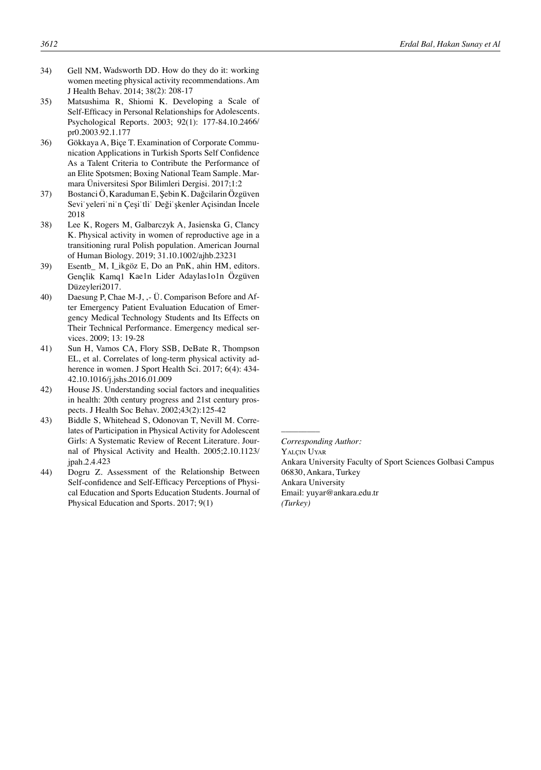34) Gell NM, Wadsworth DD. How do they do it: working women meeting physical activity recommendations. Am J Health Behav. 2014; 38(2): 208-17

35) Matsushima R, Shiomi K. Developing a Scale of Self-Efficacy in Personal Relationships for Adolescents. Psychological Reports. 2003; 92(1): 177-84.10.2466/pr0.2003.92.1.177

36) Gökkaya A, Biçe T. Examination of Corporate Communication Applications in Turkish Sports Self Confidence As a Talent Criteria to Contribute the Performance of an Elite Spotsmen; Boxing National Team Sample. Marmara Üniversitesi Spor Bilimleri Dergisi. 2017;1:2

37) Bostanci Ö, Karaduman E, Şebin K. Dağcilarin Özgüven Sevi˙yeleri˙ni˙n Çeşi˙tli˙ Deği˙şkenler Açisindan İncele 2018

38) Lee K, Rogers M, Galbarczyk A, Jasienska G, Clancy K. Physical activity in women of reproductive age in a transitioning rural Polish population. American Journal of Human Biology. 2019; 31.10.1002/ajhb.23231

39) Esentb_ M, I_ikgöz E, Do an PnK, ahin HM, editors. Gençlik Kamq1 Kae1n Lider Adaylas1o1n Özgüven Düzeyleri2017.

40) Daesung P, Chae M-J, ,- Ü. Comparison Before and After Emergency Patient Evaluation Education of Emergency Medical Technology Students and Its Effects on Their Technical Performance. Emergency medical services. 2009; 13: 19-28

41) Sun H, Vamos CA, Flory SSB, DeBate R, Thompson EL, et al. Correlates of long-term physical activity adherence in women. J Sport Health Sci. 2017; 6(4): 434-42.10.1016/j.jshs.2016.01.009

42) House JS. Understanding social factors and inequalities in health: 20th century progress and 21st century prospects. J Health Soc Behav. 2002;43(2):125-42

43) Biddle S, Whitehead S, Odonovan T, Nevill M. Correlates of Participation in Physical Activity for Adolescent Girls: A Systematic Review of Recent Literature. Journal of Physical Activity and Health. 2005;2.10.1123/jpah.2.4.423

44) Dogru Z. Assessment of the Relationship Between Self-confidence and Self-Efficacy Perceptions of Physical Education and Sports Education Students. Journal of Physical Education and Sports. 2017; 9(1)

---

*Corresponding Author:*
Yalçin Uyar
Ankara University Faculty of Sport Sciences Golbasi Campus
06830, Ankara, Turkey
Ankara University
Email: yuyar@ankara.edu.tr
*(Turkey)*